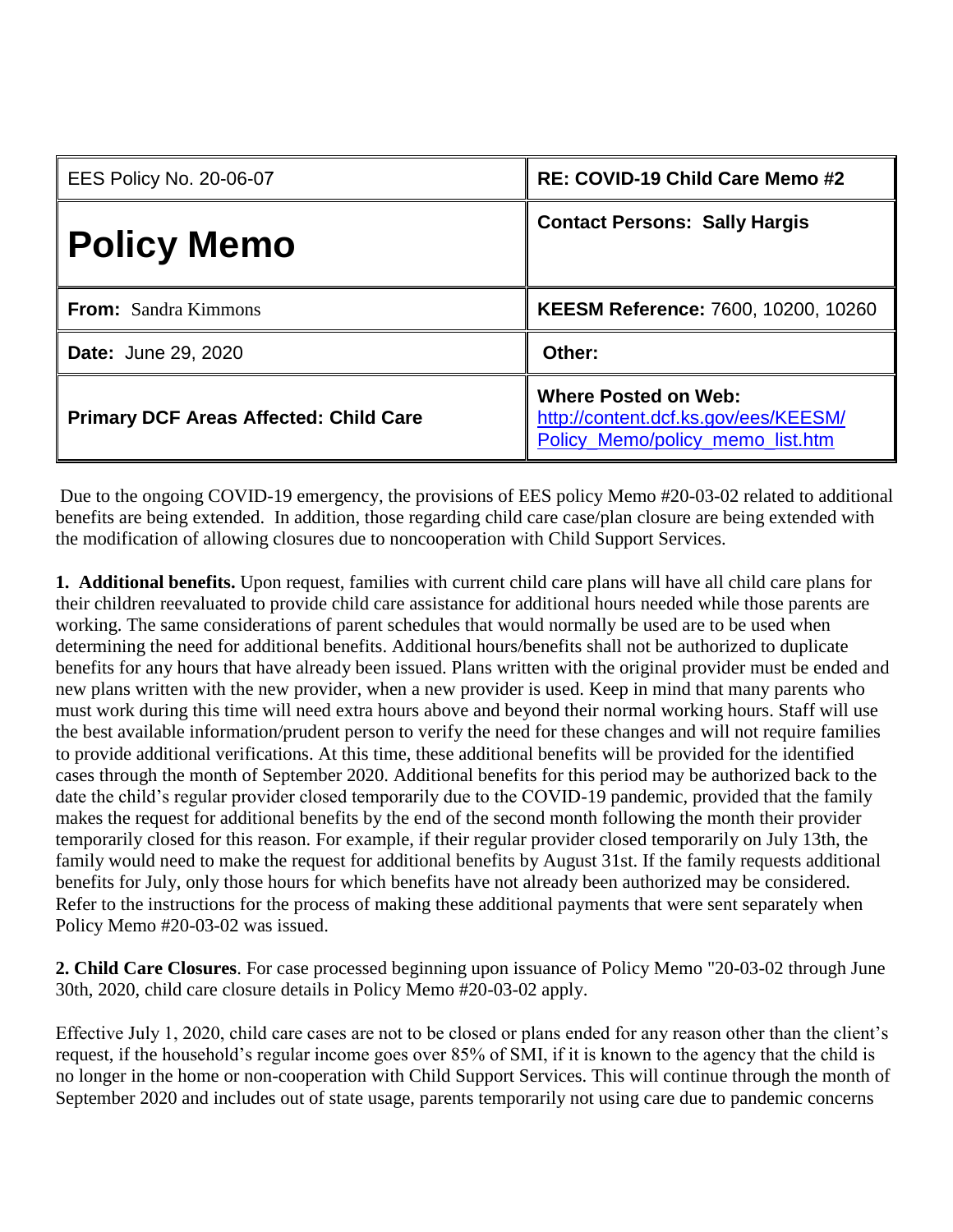| EES Policy No. 20-06-07 | RE: COVID-19 Child Care Memo #2 |
| --- | --- |
| **Policy Memo** | **Contact Persons: Sally Hargis** |
| **From:** Sandra Kimmons | **KEESM Reference:** 7600, 10200, 10260 |
| **Date:** June 29, 2020 | **Other:** |
| **Primary DCF Areas Affected: Child Care** | **Where Posted on Web:** http://content.dcf.ks.gov/ees/KEESM/Policy_Memo/policy_memo_list.htm |

Due to the ongoing COVID-19 emergency, the provisions of EES policy Memo #20-03-02 related to additional benefits are being extended. In addition, those regarding child care case/plan closure are being extended with the modification of allowing closures due to noncooperation with Child Support Services.

**1. Additional benefits.** Upon request, families with current child care plans will have all child care plans for their children reevaluated to provide child care assistance for additional hours needed while those parents are working. The same considerations of parent schedules that would normally be used are to be used when determining the need for additional benefits. Additional hours/benefits shall not be authorized to duplicate benefits for any hours that have already been issued. Plans written with the original provider must be ended and new plans written with the new provider, when a new provider is used. Keep in mind that many parents who must work during this time will need extra hours above and beyond their normal working hours. Staff will use the best available information/prudent person to verify the need for these changes and will not require families to provide additional verifications. At this time, these additional benefits will be provided for the identified cases through the month of September 2020. Additional benefits for this period may be authorized back to the date the child's regular provider closed temporarily due to the COVID-19 pandemic, provided that the family makes the request for additional benefits by the end of the second month following the month their provider temporarily closed for this reason. For example, if their regular provider closed temporarily on July 13th, the family would need to make the request for additional benefits by August 31st. If the family requests additional benefits for July, only those hours for which benefits have not already been authorized may be considered. Refer to the instructions for the process of making these additional payments that were sent separately when Policy Memo #20-03-02 was issued.

**2. Child Care Closures**. For case processed beginning upon issuance of Policy Memo "20-03-02 through June 30th, 2020, child care closure details in Policy Memo #20-03-02 apply.

Effective July 1, 2020, child care cases are not to be closed or plans ended for any reason other than the client's request, if the household's regular income goes over 85% of SMI, if it is known to the agency that the child is no longer in the home or non-cooperation with Child Support Services. This will continue through the month of September 2020 and includes out of state usage, parents temporarily not using care due to pandemic concerns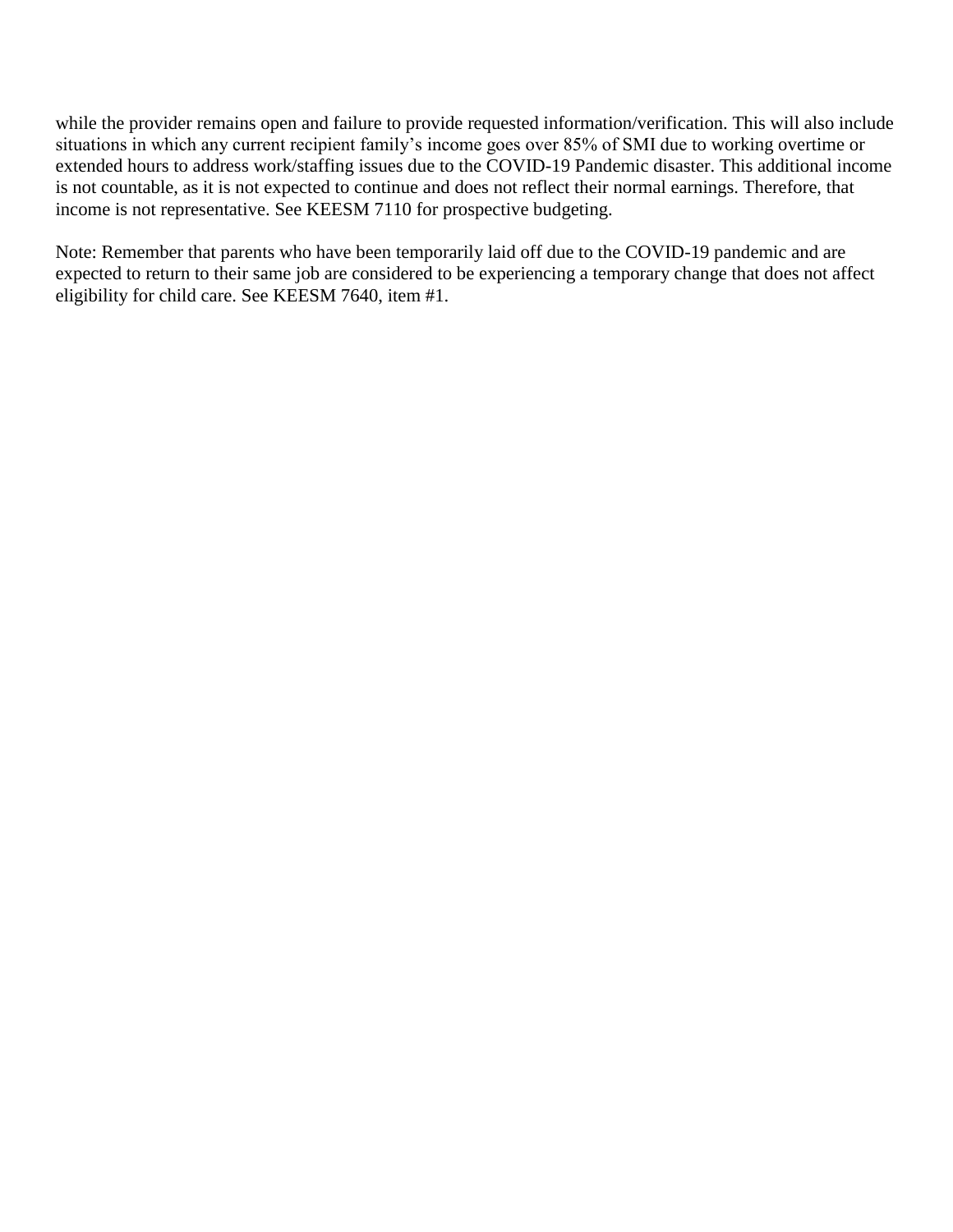while the provider remains open and failure to provide requested information/verification. This will also include situations in which any current recipient family's income goes over 85% of SMI due to working overtime or extended hours to address work/staffing issues due to the COVID-19 Pandemic disaster. This additional income is not countable, as it is not expected to continue and does not reflect their normal earnings. Therefore, that income is not representative. See KEESM 7110 for prospective budgeting.

Note: Remember that parents who have been temporarily laid off due to the COVID-19 pandemic and are expected to return to their same job are considered to be experiencing a temporary change that does not affect eligibility for child care. See KEESM 7640, item #1.